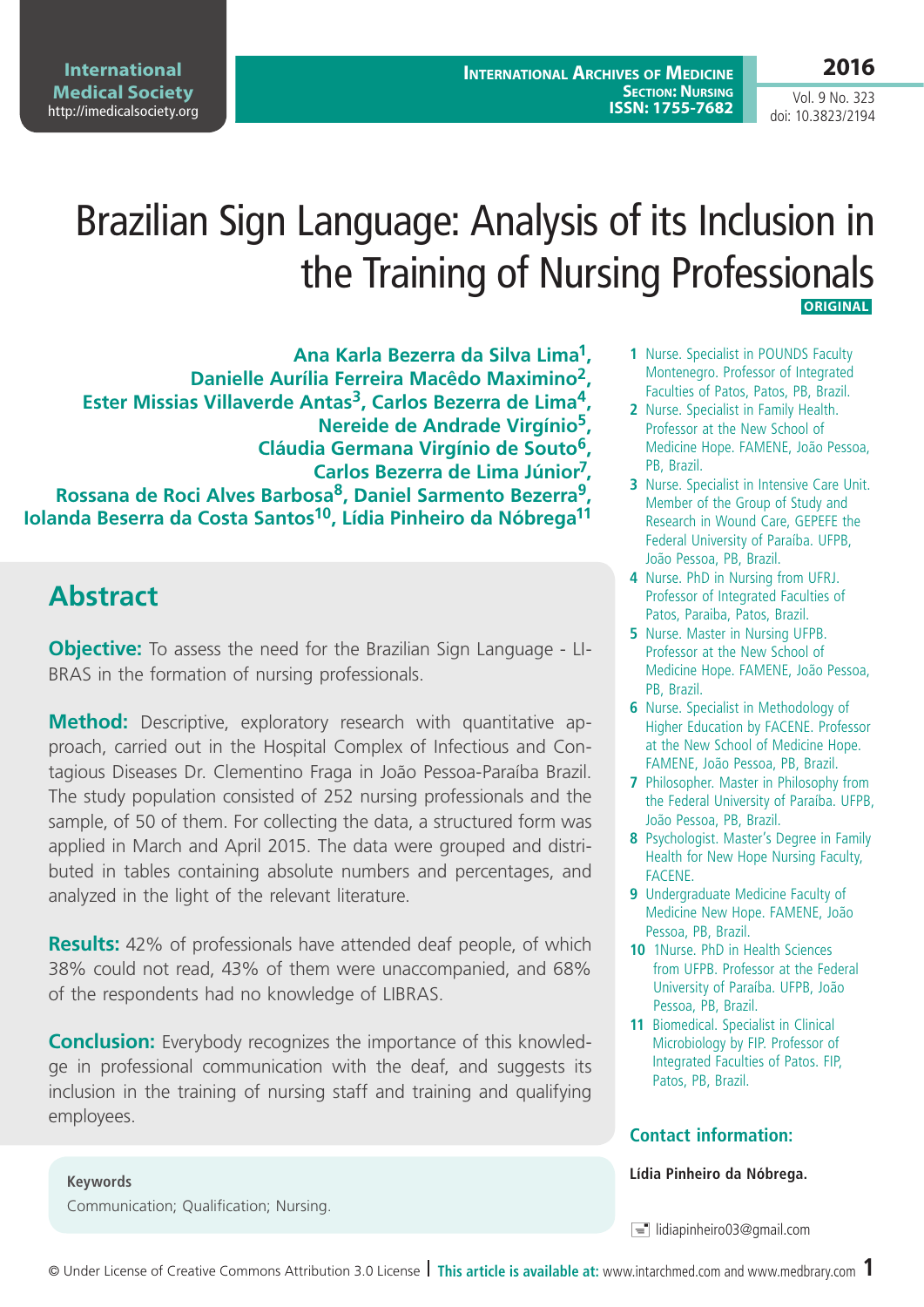# Brazilian Sign Language: Analysis of its Inclusion in the Training of Nursing Professionals

ORIGINAL

**Ana Karla Bezerra da Silva Lima[1], Danielle Aurília Ferreira Macêdo Maximino[2], Ester Missias Villaverde Antas[3], Carlos Bezerra de Lima[4], Nereide de Andrade Virgínio[5], Cláudia Germana Virgínio de Souto[6], Carlos Bezerra de Lima Júnior[7], Rossana de Roci Alves Barbosa[8], Daniel Sarmento Bezerra[9], Iolanda Beserra da Costa Santos[10], Lídia Pinheiro da Nóbrega[11]**

1 Nurse. Specialist in POUNDS Faculty Montenegro. Professor of Integrated Faculties of Patos, Patos, PB, Brazil.

2 Nurse. Specialist in Family Health. Professor at the New School of Medicine Hope. FAMENE, João Pessoa, PB, Brazil.

3 Nurse. Specialist in Intensive Care Unit. Member of the Group of Study and Research in Wound Care, GEPEFE the Federal University of Paraíba. UFPB, João Pessoa, PB, Brazil.

4 Nurse. PhD in Nursing from UFRJ. Professor of Integrated Faculties of Patos, Paraiba, Patos, Brazil.

5 Nurse. Master in Nursing UFPB. Professor at the New School of Medicine Hope. FAMENE, João Pessoa, PB, Brazil.

6 Nurse. Specialist in Methodology of Higher Education by FACENE. Professor at the New School of Medicine Hope. FAMENE, João Pessoa, PB, Brazil.

7 Philosopher. Master in Philosophy from the Federal University of Paraíba. UFPB, João Pessoa, PB, Brazil.

8 Psychologist. Master's Degree in Family Health for New Hope Nursing Faculty, FACENE.

9 Undergraduate Medicine Faculty of Medicine New Hope. FAMENE, João Pessoa, PB, Brazil.

10 1Nurse. PhD in Health Sciences from UFPB. Professor at the Federal University of Paraíba. UFPB, João Pessoa, PB, Brazil.

11 Biomedical. Specialist in Clinical Microbiology by FIP. Professor of Integrated Faculties of Patos. FIP, Patos, PB, Brazil.

## Abstract

**Objective:** To assess the need for the Brazilian Sign Language - LIBRAS in the formation of nursing professionals.

**Method:** Descriptive, exploratory research with quantitative approach, carried out in the Hospital Complex of Infectious and Contagious Diseases Dr. Clementino Fraga in João Pessoa-Paraíba Brazil. The study population consisted of 252 nursing professionals and the sample, of 50 of them. For collecting the data, a structured form was applied in March and April 2015. The data were grouped and distributed in tables containing absolute numbers and percentages, and analyzed in the light of the relevant literature.

**Results:** 42% of professionals have attended deaf people, of which 38% could not read, 43% of them were unaccompanied, and 68% of the respondents had no knowledge of LIBRAS.

**Conclusion:** Everybody recognizes the importance of this knowledge in professional communication with the deaf, and suggests its inclusion in the training of nursing staff and training and qualifying employees.

**Keywords**

Communication; Qualification; Nursing.

### Contact information:

**Lídia Pinheiro da Nóbrega.**

lidiapinheiro03@gmail.com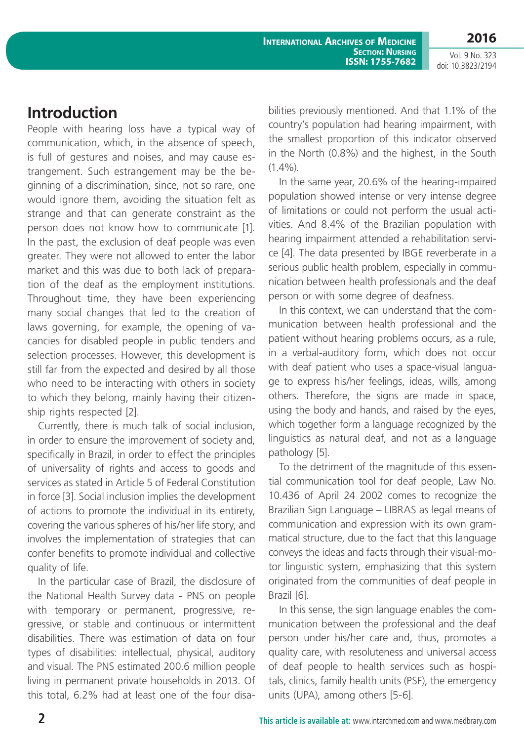## Introduction

People with hearing loss have a typical way of communication, which, in the absence of speech, is full of gestures and noises, and may cause estrangement. Such estrangement may be the beginning of a discrimination, since, not so rare, one would ignore them, avoiding the situation felt as strange and that can generate constraint as the person does not know how to communicate [1]. In the past, the exclusion of deaf people was even greater. They were not allowed to enter the labor market and this was due to both lack of preparation of the deaf as the employment institutions. Throughout time, they have been experiencing many social changes that led to the creation of laws governing, for example, the opening of vacancies for disabled people in public tenders and selection processes. However, this development is still far from the expected and desired by all those who need to be interacting with others in society to which they belong, mainly having their citizenship rights respected [2].

Currently, there is much talk of social inclusion, in order to ensure the improvement of society and, specifically in Brazil, in order to effect the principles of universality of rights and access to goods and services as stated in Article 5 of Federal Constitution in force [3]. Social inclusion implies the development of actions to promote the individual in its entirety, covering the various spheres of his/her life story, and involves the implementation of strategies that can confer benefits to promote individual and collective quality of life.

In the particular case of Brazil, the disclosure of the National Health Survey data - PNS on people with temporary or permanent, progressive, regressive, or stable and continuous or intermittent disabilities. There was estimation of data on four types of disabilities: intellectual, physical, auditory and visual. The PNS estimated 200.6 million people living in permanent private households in 2013. Of this total, 6.2% had at least one of the four disabilities previously mentioned. And that 1.1% of the country's population had hearing impairment, with the smallest proportion of this indicator observed in the North (0.8%) and the highest, in the South (1.4%).

In the same year, 20.6% of the hearing-impaired population showed intense or very intense degree of limitations or could not perform the usual activities. And 8.4% of the Brazilian population with hearing impairment attended a rehabilitation service [4]. The data presented by IBGE reverberate in a serious public health problem, especially in communication between health professionals and the deaf person or with some degree of deafness.

In this context, we can understand that the communication between health professional and the patient without hearing problems occurs, as a rule, in a verbal-auditory form, which does not occur with deaf patient who uses a space-visual language to express his/her feelings, ideas, wills, among others. Therefore, the signs are made in space, using the body and hands, and raised by the eyes, which together form a language recognized by the linguistics as natural deaf, and not as a language pathology [5].

To the detriment of the magnitude of this essential communication tool for deaf people, Law No. 10.436 of April 24 2002 comes to recognize the Brazilian Sign Language – LIBRAS as legal means of communication and expression with its own grammatical structure, due to the fact that this language conveys the ideas and facts through their visual-motor linguistic system, emphasizing that this system originated from the communities of deaf people in Brazil [6].

In this sense, the sign language enables the communication between the professional and the deaf person under his/her care and, thus, promotes a quality care, with resoluteness and universal access of deaf people to health services such as hospitals, clinics, family health units (PSF), the emergency units (UPA), among others [5-6].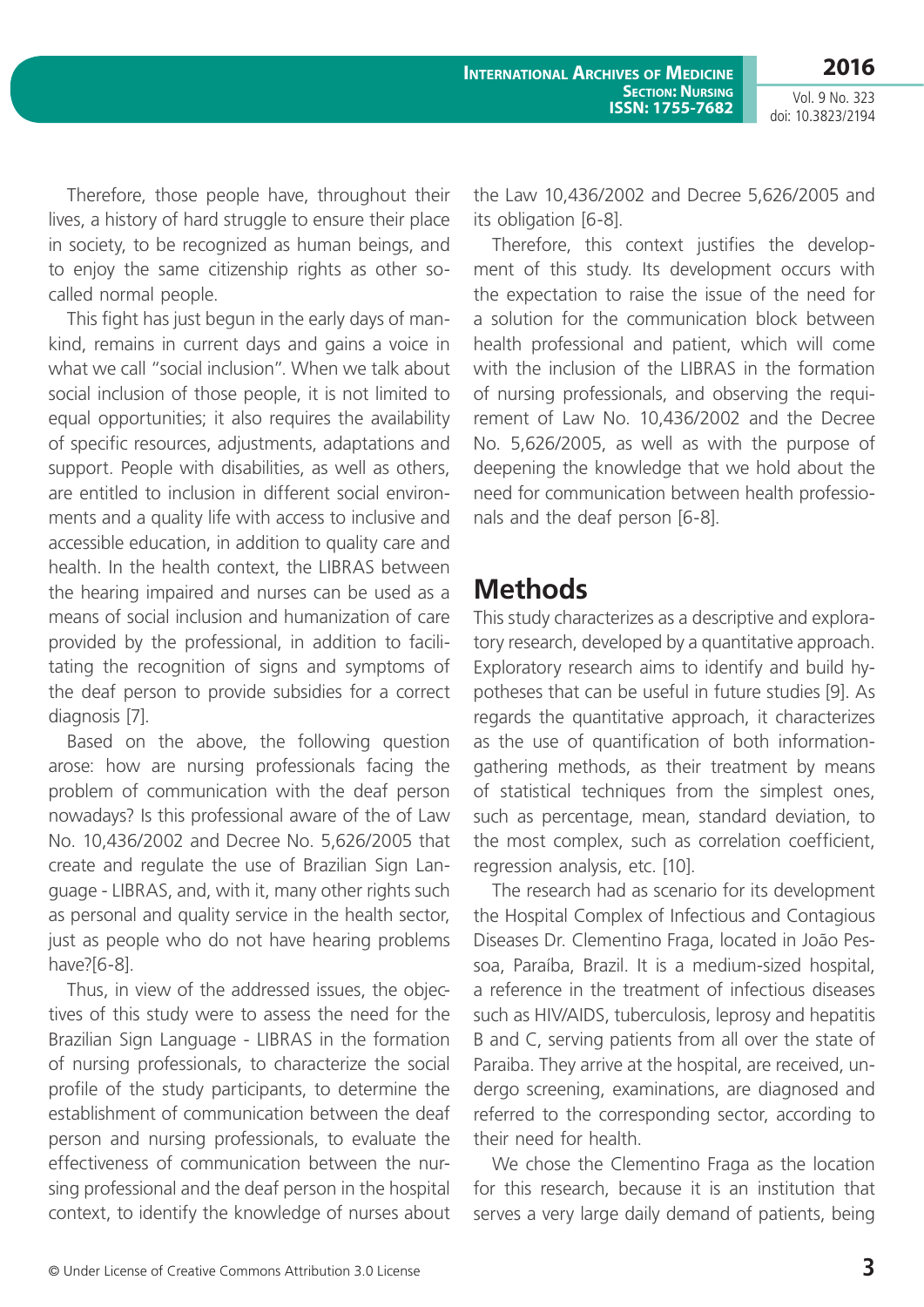Therefore, those people have, throughout their lives, a history of hard struggle to ensure their place in society, to be recognized as human beings, and to enjoy the same citizenship rights as other so-called normal people.

This fight has just begun in the early days of mankind, remains in current days and gains a voice in what we call "social inclusion". When we talk about social inclusion of those people, it is not limited to equal opportunities; it also requires the availability of specific resources, adjustments, adaptations and support. People with disabilities, as well as others, are entitled to inclusion in different social environments and a quality life with access to inclusive and accessible education, in addition to quality care and health. In the health context, the LIBRAS between the hearing impaired and nurses can be used as a means of social inclusion and humanization of care provided by the professional, in addition to facilitating the recognition of signs and symptoms of the deaf person to provide subsidies for a correct diagnosis [7].

Based on the above, the following question arose: how are nursing professionals facing the problem of communication with the deaf person nowadays? Is this professional aware of the of Law No. 10,436/2002 and Decree No. 5,626/2005 that create and regulate the use of Brazilian Sign Language - LIBRAS, and, with it, many other rights such as personal and quality service in the health sector, just as people who do not have hearing problems have?[6-8].

Thus, in view of the addressed issues, the objectives of this study were to assess the need for the Brazilian Sign Language - LIBRAS in the formation of nursing professionals, to characterize the social profile of the study participants, to determine the establishment of communication between the deaf person and nursing professionals, to evaluate the effectiveness of communication between the nursing professional and the deaf person in the hospital context, to identify the knowledge of nurses about the Law 10,436/2002 and Decree 5,626/2005 and its obligation [6-8].

Therefore, this context justifies the development of this study. Its development occurs with the expectation to raise the issue of the need for a solution for the communication block between health professional and patient, which will come with the inclusion of the LIBRAS in the formation of nursing professionals, and observing the requirement of Law No. 10,436/2002 and the Decree No. 5,626/2005, as well as with the purpose of deepening the knowledge that we hold about the need for communication between health professionals and the deaf person [6-8].

## Methods

This study characterizes as a descriptive and exploratory research, developed by a quantitative approach. Exploratory research aims to identify and build hypotheses that can be useful in future studies [9]. As regards the quantitative approach, it characterizes as the use of quantification of both information-gathering methods, as their treatment by means of statistical techniques from the simplest ones, such as percentage, mean, standard deviation, to the most complex, such as correlation coefficient, regression analysis, etc. [10].

The research had as scenario for its development the Hospital Complex of Infectious and Contagious Diseases Dr. Clementino Fraga, located in João Pessoa, Paraíba, Brazil. It is a medium-sized hospital, a reference in the treatment of infectious diseases such as HIV/AIDS, tuberculosis, leprosy and hepatitis B and C, serving patients from all over the state of Paraiba. They arrive at the hospital, are received, undergo screening, examinations, are diagnosed and referred to the corresponding sector, according to their need for health.

We chose the Clementino Fraga as the location for this research, because it is an institution that serves a very large daily demand of patients, being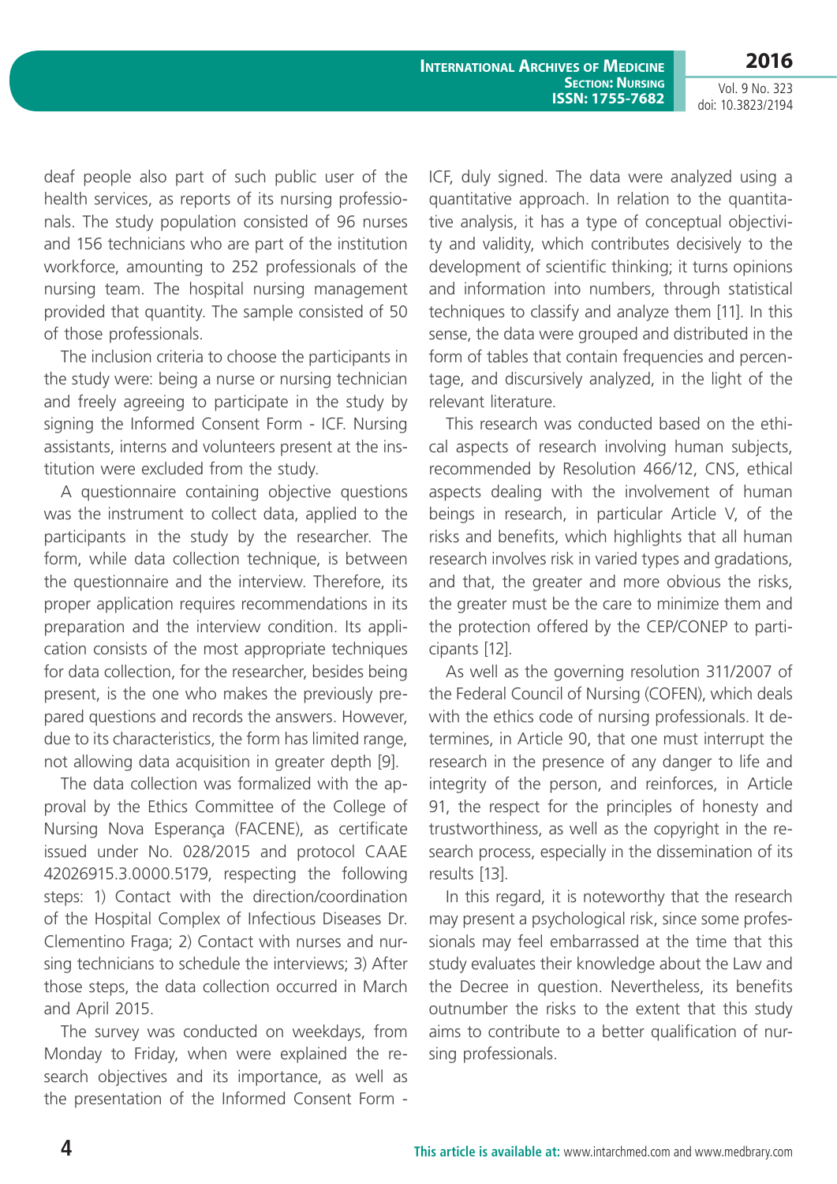deaf people also part of such public user of the health services, as reports of its nursing professionals. The study population consisted of 96 nurses and 156 technicians who are part of the institution workforce, amounting to 252 professionals of the nursing team. The hospital nursing management provided that quantity. The sample consisted of 50 of those professionals.

The inclusion criteria to choose the participants in the study were: being a nurse or nursing technician and freely agreeing to participate in the study by signing the Informed Consent Form - ICF. Nursing assistants, interns and volunteers present at the institution were excluded from the study.

A questionnaire containing objective questions was the instrument to collect data, applied to the participants in the study by the researcher. The form, while data collection technique, is between the questionnaire and the interview. Therefore, its proper application requires recommendations in its preparation and the interview condition. Its application consists of the most appropriate techniques for data collection, for the researcher, besides being present, is the one who makes the previously prepared questions and records the answers. However, due to its characteristics, the form has limited range, not allowing data acquisition in greater depth [9].

The data collection was formalized with the approval by the Ethics Committee of the College of Nursing Nova Esperança (FACENE), as certificate issued under No. 028/2015 and protocol CAAE 42026915.3.0000.5179, respecting the following steps: 1) Contact with the direction/coordination of the Hospital Complex of Infectious Diseases Dr. Clementino Fraga; 2) Contact with nurses and nursing technicians to schedule the interviews; 3) After those steps, the data collection occurred in March and April 2015.

The survey was conducted on weekdays, from Monday to Friday, when were explained the research objectives and its importance, as well as the presentation of the Informed Consent Form - ICF, duly signed. The data were analyzed using a quantitative approach. In relation to the quantitative analysis, it has a type of conceptual objectivity and validity, which contributes decisively to the development of scientific thinking; it turns opinions and information into numbers, through statistical techniques to classify and analyze them [11]. In this sense, the data were grouped and distributed in the form of tables that contain frequencies and percentage, and discursively analyzed, in the light of the relevant literature.

This research was conducted based on the ethical aspects of research involving human subjects, recommended by Resolution 466/12, CNS, ethical aspects dealing with the involvement of human beings in research, in particular Article V, of the risks and benefits, which highlights that all human research involves risk in varied types and gradations, and that, the greater and more obvious the risks, the greater must be the care to minimize them and the protection offered by the CEP/CONEP to participants [12].

As well as the governing resolution 311/2007 of the Federal Council of Nursing (COFEN), which deals with the ethics code of nursing professionals. It determines, in Article 90, that one must interrupt the research in the presence of any danger to life and integrity of the person, and reinforces, in Article 91, the respect for the principles of honesty and trustworthiness, as well as the copyright in the research process, especially in the dissemination of its results [13].

In this regard, it is noteworthy that the research may present a psychological risk, since some professionals may feel embarrassed at the time that this study evaluates their knowledge about the Law and the Decree in question. Nevertheless, its benefits outnumber the risks to the extent that this study aims to contribute to a better qualification of nursing professionals.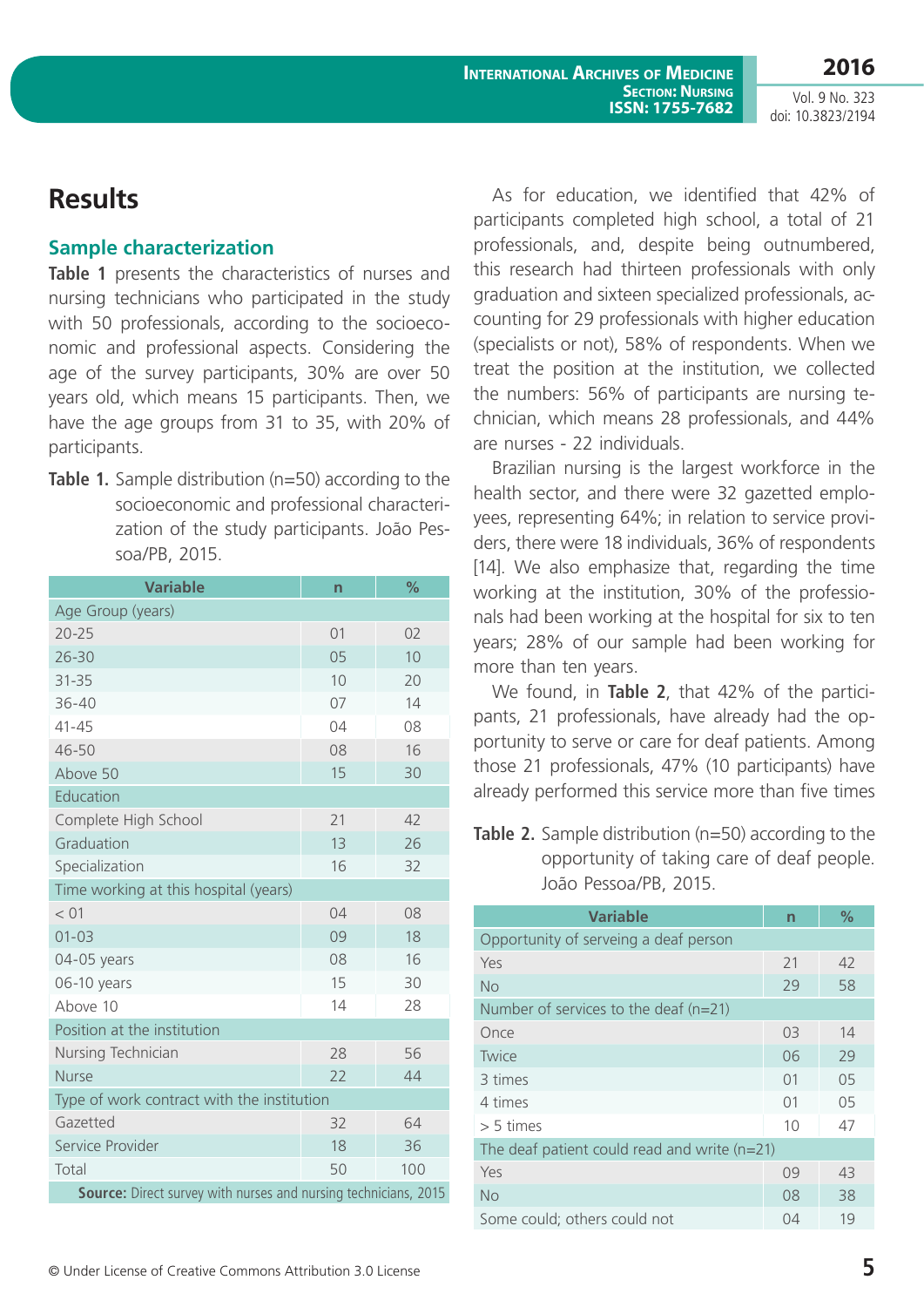## Results

### Sample characterization

**Table 1** presents the characteristics of nurses and nursing technicians who participated in the study with 50 professionals, according to the socioeconomic and professional aspects. Considering the age of the survey participants, 30% are over 50 years old, which means 15 participants. Then, we have the age groups from 31 to 35, with 20% of participants.

**Table 1.** Sample distribution (n=50) according to the socioeconomic and professional characterization of the study participants. João Pessoa/PB, 2015.

| Variable | n | % |
|---|---|---|
| Age Group (years) | | |
| 20-25 | 01 | 02 |
| 26-30 | 05 | 10 |
| 31-35 | 10 | 20 |
| 36-40 | 07 | 14 |
| 41-45 | 04 | 08 |
| 46-50 | 08 | 16 |
| Above 50 | 15 | 30 |
| Education | | |
| Complete High School | 21 | 42 |
| Graduation | 13 | 26 |
| Specialization | 16 | 32 |
| Time working at this hospital (years) | | |
| < 01 | 04 | 08 |
| 01-03 | 09 | 18 |
| 04-05 years | 08 | 16 |
| 06-10 years | 15 | 30 |
| Above 10 | 14 | 28 |
| Position at the institution | | |
| Nursing Technician | 28 | 56 |
| Nurse | 22 | 44 |
| Type of work contract with the institution | | |
| Gazetted | 32 | 64 |
| Service Provider | 18 | 36 |
| Total | 50 | 100 |

**Source:** Direct survey with nurses and nursing technicians, 2015

As for education, we identified that 42% of participants completed high school, a total of 21 professionals, and, despite being outnumbered, this research had thirteen professionals with only graduation and sixteen specialized professionals, accounting for 29 professionals with higher education (specialists or not), 58% of respondents. When we treat the position at the institution, we collected the numbers: 56% of participants are nursing technician, which means 28 professionals, and 44% are nurses - 22 individuals.

Brazilian nursing is the largest workforce in the health sector, and there were 32 gazetted employees, representing 64%; in relation to service providers, there were 18 individuals, 36% of respondents [14]. We also emphasize that, regarding the time working at the institution, 30% of the professionals had been working at the hospital for six to ten years; 28% of our sample had been working for more than ten years.

We found, in **Table 2**, that 42% of the participants, 21 professionals, have already had the opportunity to serve or care for deaf patients. Among those 21 professionals, 47% (10 participants) have already performed this service more than five times

**Table 2.** Sample distribution (n=50) according to the opportunity of taking care of deaf people. João Pessoa/PB, 2015.

| Variable | n | % |
|---|---|---|
| Opportunity of serveing a deaf person | | |
| Yes | 21 | 42 |
| No | 29 | 58 |
| Number of services to the deaf (n=21) | | |
| Once | 03 | 14 |
| Twice | 06 | 29 |
| 3 times | 01 | 05 |
| 4 times | 01 | 05 |
| > 5 times | 10 | 47 |
| The deaf patient could read and write (n=21) | | |
| Yes | 09 | 43 |
| No | 08 | 38 |
| Some could; others could not | 04 | 19 |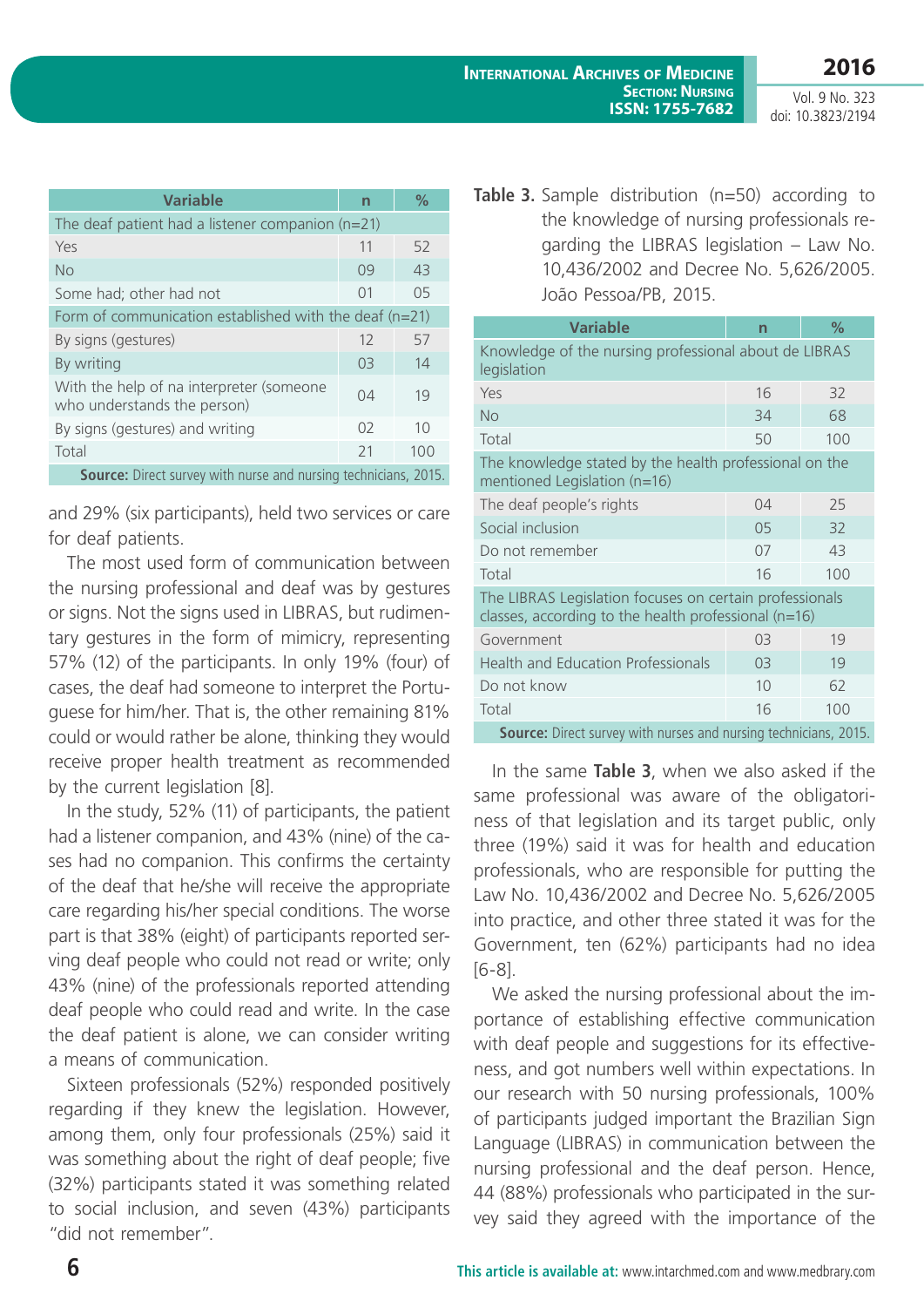| Variable | n | % |
|---|---|---|
| The deaf patient had a listener companion (n=21) | | |
| Yes | 11 | 52 |
| No | 09 | 43 |
| Some had; other had not | 01 | 05 |
| Form of communication established with the deaf (n=21) | | |
| By signs (gestures) | 12 | 57 |
| By writing | 03 | 14 |
| With the help of na interpreter (someone who understands the person) | 04 | 19 |
| By signs (gestures) and writing | 02 | 10 |
| Total | 21 | 100 |

**Source:** Direct survey with nurse and nursing technicians, 2015.

and 29% (six participants), held two services or care for deaf patients.

The most used form of communication between the nursing professional and deaf was by gestures or signs. Not the signs used in LIBRAS, but rudimentary gestures in the form of mimicry, representing 57% (12) of the participants. In only 19% (four) of cases, the deaf had someone to interpret the Portuguese for him/her. That is, the other remaining 81% could or would rather be alone, thinking they would receive proper health treatment as recommended by the current legislation [8].

In the study, 52% (11) of participants, the patient had a listener companion, and 43% (nine) of the cases had no companion. This confirms the certainty of the deaf that he/she will receive the appropriate care regarding his/her special conditions. The worse part is that 38% (eight) of participants reported serving deaf people who could not read or write; only 43% (nine) of the professionals reported attending deaf people who could read and write. In the case the deaf patient is alone, we can consider writing a means of communication.

Sixteen professionals (52%) responded positively regarding if they knew the legislation. However, among them, only four professionals (25%) said it was something about the right of deaf people; five (32%) participants stated it was something related to social inclusion, and seven (43%) participants "did not remember".

**Table 3.** Sample distribution (n=50) according to the knowledge of nursing professionals regarding the LIBRAS legislation – Law No. 10,436/2002 and Decree No. 5,626/2005. João Pessoa/PB, 2015.

| Variable | n | % |
|---|---|---|
| Knowledge of the nursing professional about de LIBRAS legislation | | |
| Yes | 16 | 32 |
| No | 34 | 68 |
| Total | 50 | 100 |
| The knowledge stated by the health professional on the mentioned Legislation (n=16) | | |
| The deaf people's rights | 04 | 25 |
| Social inclusion | 05 | 32 |
| Do not remember | 07 | 43 |
| Total | 16 | 100 |
| The LIBRAS Legislation focuses on certain professionals classes, according to the health professional (n=16) | | |
| Government | 03 | 19 |
| Health and Education Professionals | 03 | 19 |
| Do not know | 10 | 62 |
| Total | 16 | 100 |

**Source:** Direct survey with nurses and nursing technicians, 2015.

In the same **Table 3**, when we also asked if the same professional was aware of the obligatoriness of that legislation and its target public, only three (19%) said it was for health and education professionals, who are responsible for putting the Law No. 10,436/2002 and Decree No. 5,626/2005 into practice, and other three stated it was for the Government, ten (62%) participants had no idea [6-8].

We asked the nursing professional about the importance of establishing effective communication with deaf people and suggestions for its effectiveness, and got numbers well within expectations. In our research with 50 nursing professionals, 100% of participants judged important the Brazilian Sign Language (LIBRAS) in communication between the nursing professional and the deaf person. Hence, 44 (88%) professionals who participated in the survey said they agreed with the importance of the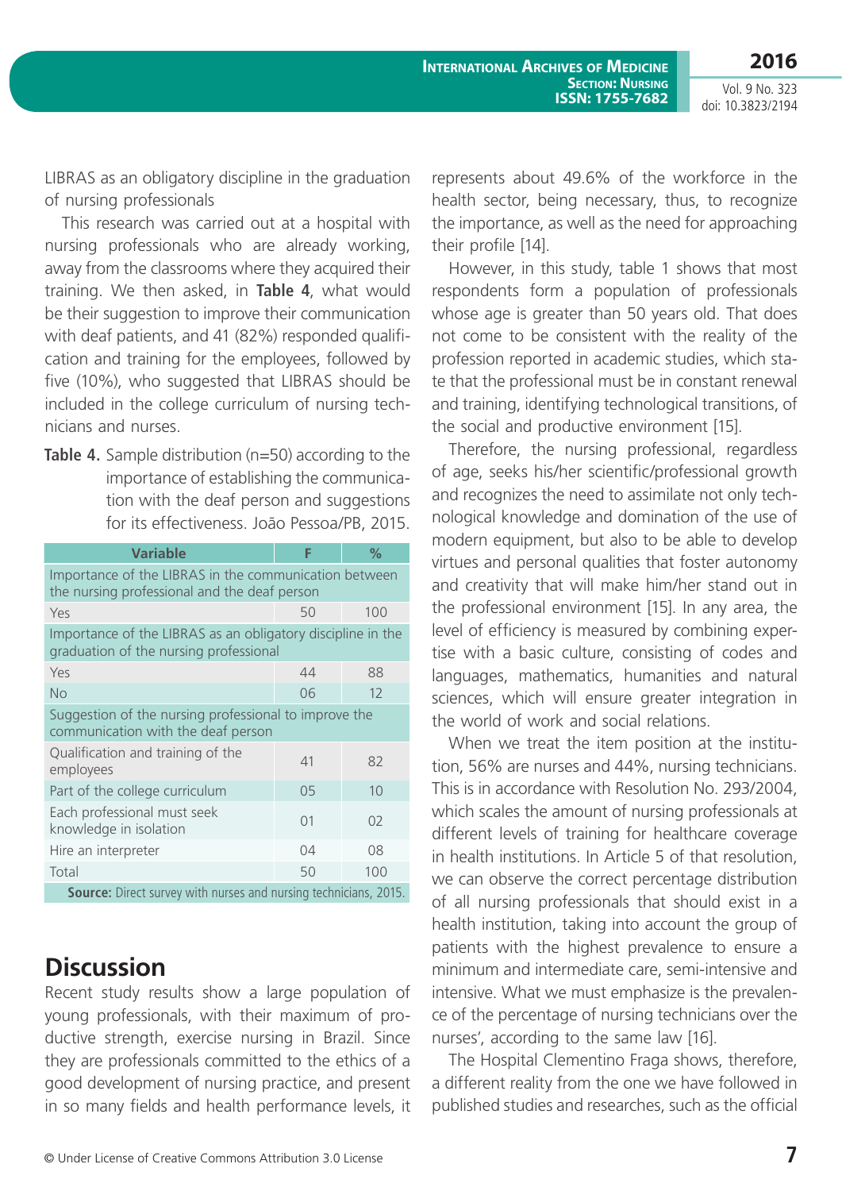LIBRAS as an obligatory discipline in the graduation of nursing professionals

This research was carried out at a hospital with nursing professionals who are already working, away from the classrooms where they acquired their training. We then asked, in **Table 4**, what would be their suggestion to improve their communication with deaf patients, and 41 (82%) responded qualification and training for the employees, followed by five (10%), who suggested that LIBRAS should be included in the college curriculum of nursing technicians and nurses.

**Table 4.** Sample distribution (n=50) according to the importance of establishing the communication with the deaf person and suggestions for its effectiveness. João Pessoa/PB, 2015.

| Variable | F | % |
|---|---|---|
| Importance of the LIBRAS in the communication between the nursing professional and the deaf person | | |
| Yes | 50 | 100 |
| Importance of the LIBRAS as an obligatory discipline in the graduation of the nursing professional | | |
| Yes | 44 | 88 |
| No | 06 | 12 |
| Suggestion of the nursing professional to improve the communication with the deaf person | | |
| Qualification and training of the employees | 41 | 82 |
| Part of the college curriculum | 05 | 10 |
| Each professional must seek knowledge in isolation | 01 | 02 |
| Hire an interpreter | 04 | 08 |
| Total | 50 | 100 |

**Source:** Direct survey with nurses and nursing technicians, 2015.

## Discussion

Recent study results show a large population of young professionals, with their maximum of productive strength, exercise nursing in Brazil. Since they are professionals committed to the ethics of a good development of nursing practice, and present in so many fields and health performance levels, it represents about 49.6% of the workforce in the health sector, being necessary, thus, to recognize the importance, as well as the need for approaching their profile [14].

However, in this study, table 1 shows that most respondents form a population of professionals whose age is greater than 50 years old. That does not come to be consistent with the reality of the profession reported in academic studies, which state that the professional must be in constant renewal and training, identifying technological transitions, of the social and productive environment [15].

Therefore, the nursing professional, regardless of age, seeks his/her scientific/professional growth and recognizes the need to assimilate not only technological knowledge and domination of the use of modern equipment, but also to be able to develop virtues and personal qualities that foster autonomy and creativity that will make him/her stand out in the professional environment [15]. In any area, the level of efficiency is measured by combining expertise with a basic culture, consisting of codes and languages, mathematics, humanities and natural sciences, which will ensure greater integration in the world of work and social relations.

When we treat the item position at the institution, 56% are nurses and 44%, nursing technicians. This is in accordance with Resolution No. 293/2004, which scales the amount of nursing professionals at different levels of training for healthcare coverage in health institutions. In Article 5 of that resolution, we can observe the correct percentage distribution of all nursing professionals that should exist in a health institution, taking into account the group of patients with the highest prevalence to ensure a minimum and intermediate care, semi-intensive and intensive. What we must emphasize is the prevalence of the percentage of nursing technicians over the nurses', according to the same law [16].

The Hospital Clementino Fraga shows, therefore, a different reality from the one we have followed in published studies and researches, such as the official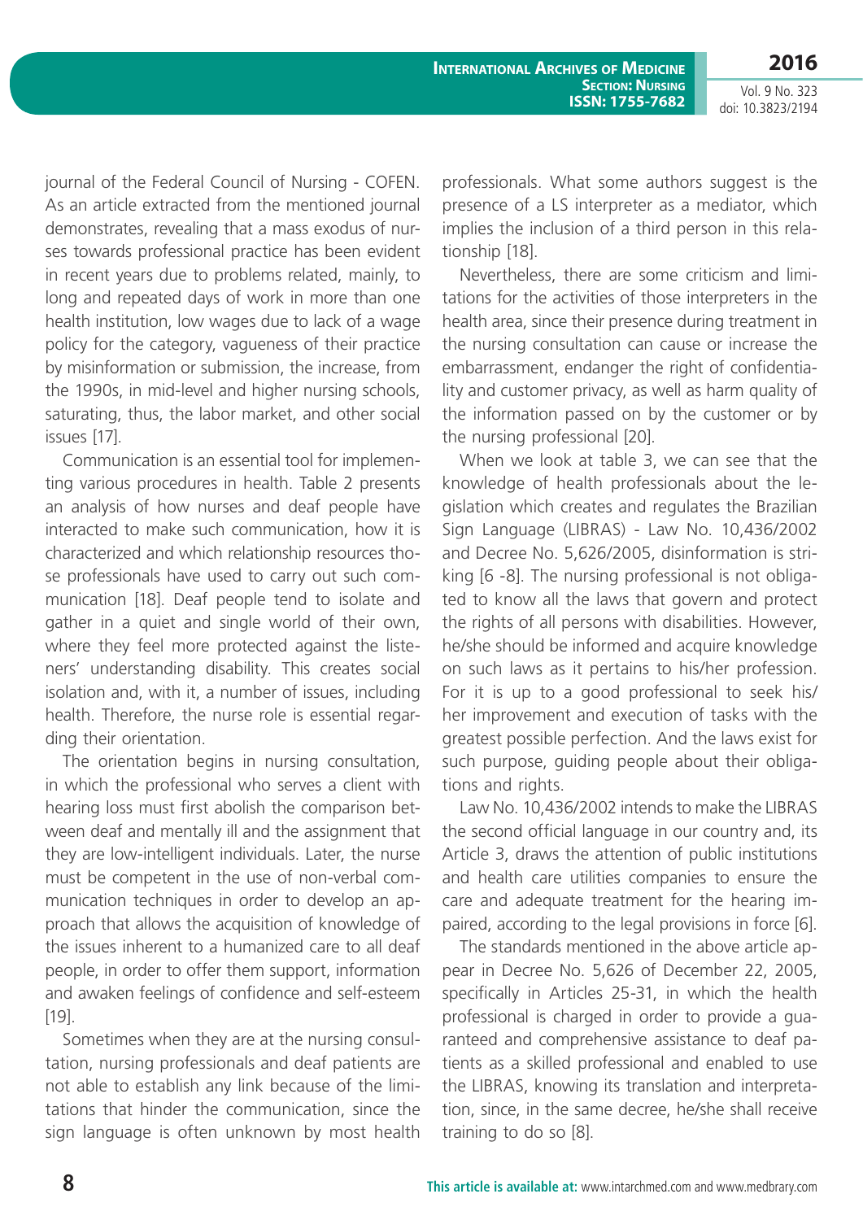journal of the Federal Council of Nursing - COFEN. As an article extracted from the mentioned journal demonstrates, revealing that a mass exodus of nurses towards professional practice has been evident in recent years due to problems related, mainly, to long and repeated days of work in more than one health institution, low wages due to lack of a wage policy for the category, vagueness of their practice by misinformation or submission, the increase, from the 1990s, in mid-level and higher nursing schools, saturating, thus, the labor market, and other social issues [17].

Communication is an essential tool for implementing various procedures in health. Table 2 presents an analysis of how nurses and deaf people have interacted to make such communication, how it is characterized and which relationship resources those professionals have used to carry out such communication [18]. Deaf people tend to isolate and gather in a quiet and single world of their own, where they feel more protected against the listeners' understanding disability. This creates social isolation and, with it, a number of issues, including health. Therefore, the nurse role is essential regarding their orientation.

The orientation begins in nursing consultation, in which the professional who serves a client with hearing loss must first abolish the comparison between deaf and mentally ill and the assignment that they are low-intelligent individuals. Later, the nurse must be competent in the use of non-verbal communication techniques in order to develop an approach that allows the acquisition of knowledge of the issues inherent to a humanized care to all deaf people, in order to offer them support, information and awaken feelings of confidence and self-esteem [19].

Sometimes when they are at the nursing consultation, nursing professionals and deaf patients are not able to establish any link because of the limitations that hinder the communication, since the sign language is often unknown by most health professionals. What some authors suggest is the presence of a LS interpreter as a mediator, which implies the inclusion of a third person in this relationship [18].

Nevertheless, there are some criticism and limitations for the activities of those interpreters in the health area, since their presence during treatment in the nursing consultation can cause or increase the embarrassment, endanger the right of confidentiality and customer privacy, as well as harm quality of the information passed on by the customer or by the nursing professional [20].

When we look at table 3, we can see that the knowledge of health professionals about the legislation which creates and regulates the Brazilian Sign Language (LIBRAS) - Law No. 10,436/2002 and Decree No. 5,626/2005, disinformation is striking [6 -8]. The nursing professional is not obligated to know all the laws that govern and protect the rights of all persons with disabilities. However, he/she should be informed and acquire knowledge on such laws as it pertains to his/her profession. For it is up to a good professional to seek his/her improvement and execution of tasks with the greatest possible perfection. And the laws exist for such purpose, guiding people about their obligations and rights.

Law No. 10,436/2002 intends to make the LIBRAS the second official language in our country and, its Article 3, draws the attention of public institutions and health care utilities companies to ensure the care and adequate treatment for the hearing impaired, according to the legal provisions in force [6].

The standards mentioned in the above article appear in Decree No. 5,626 of December 22, 2005, specifically in Articles 25-31, in which the health professional is charged in order to provide a guaranteed and comprehensive assistance to deaf patients as a skilled professional and enabled to use the LIBRAS, knowing its translation and interpretation, since, in the same decree, he/she shall receive training to do so [8].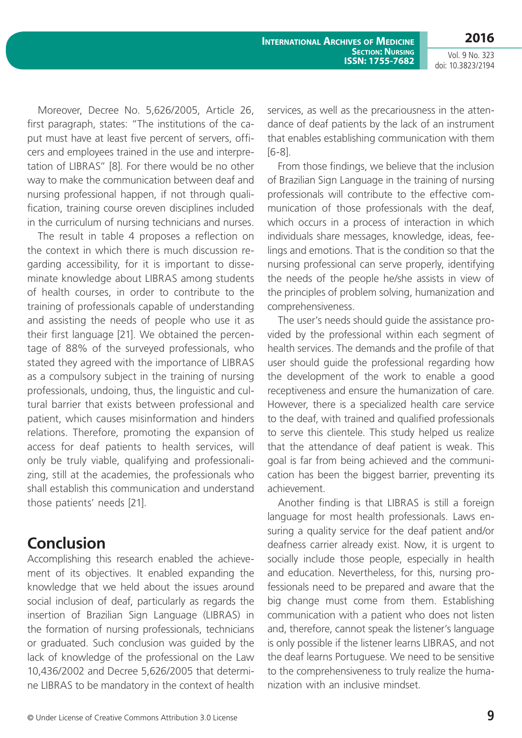Moreover, Decree No. 5,626/2005, Article 26, first paragraph, states: "The institutions of the caput must have at least five percent of servers, officers and employees trained in the use and interpretation of LIBRAS" [8]. For there would be no other way to make the communication between deaf and nursing professional happen, if not through qualification, training course oreven disciplines included in the curriculum of nursing technicians and nurses.

The result in table 4 proposes a reflection on the context in which there is much discussion regarding accessibility, for it is important to disseminate knowledge about LIBRAS among students of health courses, in order to contribute to the training of professionals capable of understanding and assisting the needs of people who use it as their first language [21]. We obtained the percentage of 88% of the surveyed professionals, who stated they agreed with the importance of LIBRAS as a compulsory subject in the training of nursing professionals, undoing, thus, the linguistic and cultural barrier that exists between professional and patient, which causes misinformation and hinders relations. Therefore, promoting the expansion of access for deaf patients to health services, will only be truly viable, qualifying and professionalizing, still at the academies, the professionals who shall establish this communication and understand those patients' needs [21].

## Conclusion

Accomplishing this research enabled the achievement of its objectives. It enabled expanding the knowledge that we held about the issues around social inclusion of deaf, particularly as regards the insertion of Brazilian Sign Language (LIBRAS) in the formation of nursing professionals, technicians or graduated. Such conclusion was guided by the lack of knowledge of the professional on the Law 10,436/2002 and Decree 5,626/2005 that determine LIBRAS to be mandatory in the context of health services, as well as the precariousness in the attendance of deaf patients by the lack of an instrument that enables establishing communication with them [6-8].

From those findings, we believe that the inclusion of Brazilian Sign Language in the training of nursing professionals will contribute to the effective communication of those professionals with the deaf, which occurs in a process of interaction in which individuals share messages, knowledge, ideas, feelings and emotions. That is the condition so that the nursing professional can serve properly, identifying the needs of the people he/she assists in view of the principles of problem solving, humanization and comprehensiveness.

The user's needs should guide the assistance provided by the professional within each segment of health services. The demands and the profile of that user should guide the professional regarding how the development of the work to enable a good receptiveness and ensure the humanization of care. However, there is a specialized health care service to the deaf, with trained and qualified professionals to serve this clientele. This study helped us realize that the attendance of deaf patient is weak. This goal is far from being achieved and the communication has been the biggest barrier, preventing its achievement.

Another finding is that LIBRAS is still a foreign language for most health professionals. Laws ensuring a quality service for the deaf patient and/or deafness carrier already exist. Now, it is urgent to socially include those people, especially in health and education. Nevertheless, for this, nursing professionals need to be prepared and aware that the big change must come from them. Establishing communication with a patient who does not listen and, therefore, cannot speak the listener's language is only possible if the listener learns LIBRAS, and not the deaf learns Portuguese. We need to be sensitive to the comprehensiveness to truly realize the humanization with an inclusive mindset.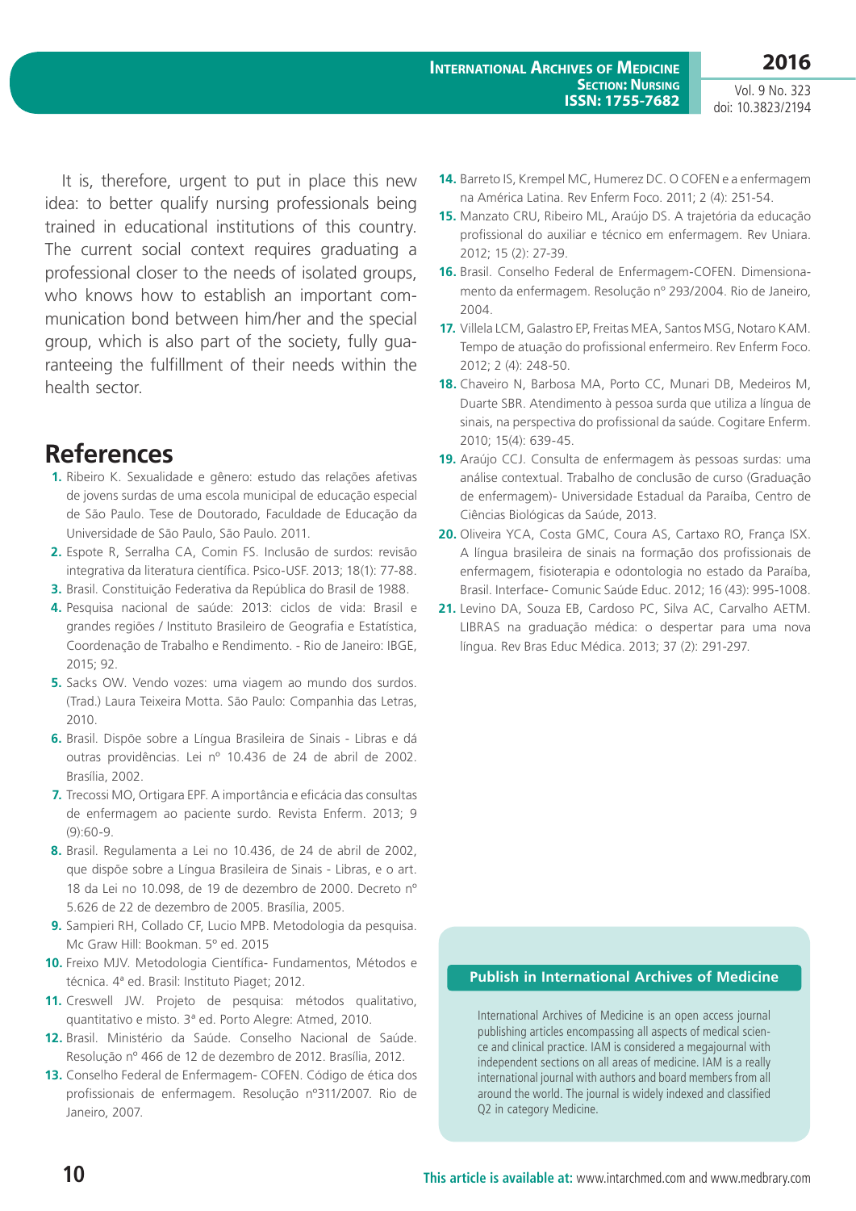It is, therefore, urgent to put in place this new idea: to better qualify nursing professionals being trained in educational institutions of this country. The current social context requires graduating a professional closer to the needs of isolated groups, who knows how to establish an important communication bond between him/her and the special group, which is also part of the society, fully guaranteeing the fulfillment of their needs within the health sector.

## References

1. Ribeiro K. Sexualidade e gênero: estudo das relações afetivas de jovens surdas de uma escola municipal de educação especial de São Paulo. Tese de Doutorado, Faculdade de Educação da Universidade de São Paulo, São Paulo. 2011.
2. Espote R, Serralha CA, Comin FS. Inclusão de surdos: revisão integrativa da literatura científica. Psico-USF. 2013; 18(1): 77-88.
3. Brasil. Constituição Federativa da República do Brasil de 1988.
4. Pesquisa nacional de saúde: 2013: ciclos de vida: Brasil e grandes regiões / Instituto Brasileiro de Geografia e Estatística, Coordenação de Trabalho e Rendimento. - Rio de Janeiro: IBGE, 2015; 92.
5. Sacks OW. Vendo vozes: uma viagem ao mundo dos surdos. (Trad.) Laura Teixeira Motta. São Paulo: Companhia das Letras, 2010.
6. Brasil. Dispõe sobre a Língua Brasileira de Sinais - Libras e dá outras providências. Lei nº 10.436 de 24 de abril de 2002. Brasília, 2002.
7. Trecossi MO, Ortigara EPF. A importância e eficácia das consultas de enfermagem ao paciente surdo. Revista Enferm. 2013; 9 (9):60-9.
8. Brasil. Regulamenta a Lei no 10.436, de 24 de abril de 2002, que dispõe sobre a Língua Brasileira de Sinais - Libras, e o art. 18 da Lei no 10.098, de 19 de dezembro de 2000. Decreto nº 5.626 de 22 de dezembro de 2005. Brasília, 2005.
9. Sampieri RH, Collado CF, Lucio MPB. Metodologia da pesquisa. Mc Graw Hill: Bookman. 5º ed. 2015
10. Freixo MJV. Metodologia Científica- Fundamentos, Métodos e técnica. 4ª ed. Brasil: Instituto Piaget; 2012.
11. Creswell JW. Projeto de pesquisa: métodos qualitativo, quantitativo e misto. 3ª ed. Porto Alegre: Atmed, 2010.
12. Brasil. Ministério da Saúde. Conselho Nacional de Saúde. Resolução nº 466 de 12 de dezembro de 2012. Brasília, 2012.
13. Conselho Federal de Enfermagem- COFEN. Código de ética dos profissionais de enfermagem. Resolução nº311/2007. Rio de Janeiro, 2007.
14. Barreto IS, Krempel MC, Humerez DC. O COFEN e a enfermagem na América Latina. Rev Enferm Foco. 2011; 2 (4): 251-54.
15. Manzato CRU, Ribeiro ML, Araújo DS. A trajetória da educação profissional do auxiliar e técnico em enfermagem. Rev Uniara. 2012; 15 (2): 27-39.
16. Brasil. Conselho Federal de Enfermagem-COFEN. Dimensionamento da enfermagem. Resolução nº 293/2004. Rio de Janeiro, 2004.
17. Villela LCM, Galastro EP, Freitas MEA, Santos MSG, Notaro KAM. Tempo de atuação do profissional enfermeiro. Rev Enferm Foco. 2012; 2 (4): 248-50.
18. Chaveiro N, Barbosa MA, Porto CC, Munari DB, Medeiros M, Duarte SBR. Atendimento à pessoa surda que utiliza a língua de sinais, na perspectiva do profissional da saúde. Cogitare Enferm. 2010; 15(4): 639-45.
19. Araújo CCJ. Consulta de enfermagem às pessoas surdas: uma análise contextual. Trabalho de conclusão de curso (Graduação de enfermagem)- Universidade Estadual da Paraíba, Centro de Ciências Biológicas da Saúde, 2013.
20. Oliveira YCA, Costa GMC, Coura AS, Cartaxo RO, França ISX. A língua brasileira de sinais na formação dos profissionais de enfermagem, fisioterapia e odontologia no estado da Paraíba, Brasil. Interface- Comunic Saúde Educ. 2012; 16 (43): 995-1008.
21. Levino DA, Souza EB, Cardoso PC, Silva AC, Carvalho AETM. LIBRAS na graduação médica: o despertar para uma nova língua. Rev Bras Educ Médica. 2013; 37 (2): 291-297.

**Publish in International Archives of Medicine**

International Archives of Medicine is an open access journal publishing articles encompassing all aspects of medical science and clinical practice. IAM is considered a megajournal with independent sections on all areas of medicine. IAM is a really international journal with authors and board members from all around the world. The journal is widely indexed and classified Q2 in category Medicine.